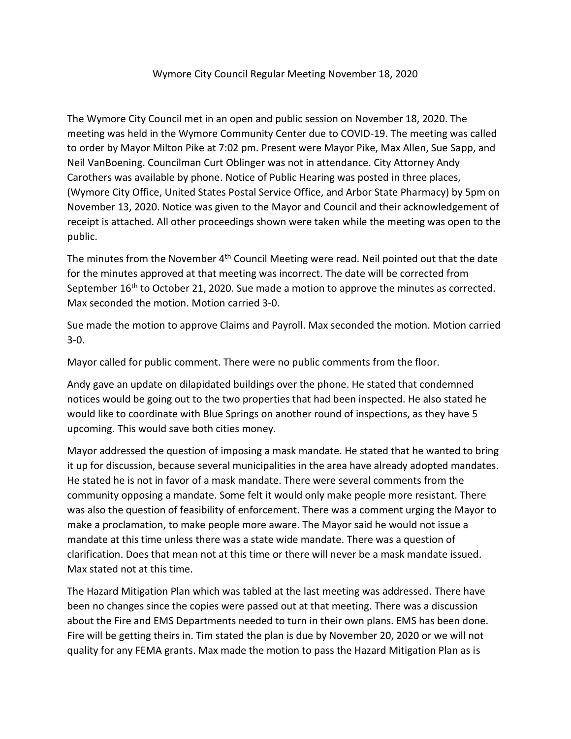# Wymore City Council Regular Meeting November 18, 2020

The Wymore City Council met in an open and public session on November 18, 2020. The meeting was held in the Wymore Community Center due to COVID-19. The meeting was called to order by Mayor Milton Pike at 7:02 pm. Present were Mayor Pike, Max Allen, Sue Sapp, and Neil VanBoening. Councilman Curt Oblinger was not in attendance. City Attorney Andy Carothers was available by phone. Notice of Public Hearing was posted in three places, (Wymore City Office, United States Postal Service Office, and Arbor State Pharmacy) by 5pm on November 13, 2020. Notice was given to the Mayor and Council and their acknowledgement of receipt is attached. All other proceedings shown were taken while the meeting was open to the public.

The minutes from the November 4th Council Meeting were read. Neil pointed out that the date for the minutes approved at that meeting was incorrect. The date will be corrected from September 16th to October 21, 2020. Sue made a motion to approve the minutes as corrected. Max seconded the motion. Motion carried 3-0.

Sue made the motion to approve Claims and Payroll. Max seconded the motion. Motion carried 3-0.

Mayor called for public comment. There were no public comments from the floor.

Andy gave an update on dilapidated buildings over the phone. He stated that condemned notices would be going out to the two properties that had been inspected. He also stated he would like to coordinate with Blue Springs on another round of inspections, as they have 5 upcoming. This would save both cities money.

Mayor addressed the question of imposing a mask mandate. He stated that he wanted to bring it up for discussion, because several municipalities in the area have already adopted mandates. He stated he is not in favor of a mask mandate. There were several comments from the community opposing a mandate. Some felt it would only make people more resistant. There was also the question of feasibility of enforcement. There was a comment urging the Mayor to make a proclamation, to make people more aware. The Mayor said he would not issue a mandate at this time unless there was a state wide mandate. There was a question of clarification. Does that mean not at this time or there will never be a mask mandate issued. Max stated not at this time.

The Hazard Mitigation Plan which was tabled at the last meeting was addressed. There have been no changes since the copies were passed out at that meeting. There was a discussion about the Fire and EMS Departments needed to turn in their own plans. EMS has been done. Fire will be getting theirs in. Tim stated the plan is due by November 20, 2020 or we will not quality for any FEMA grants. Max made the motion to pass the Hazard Mitigation Plan as is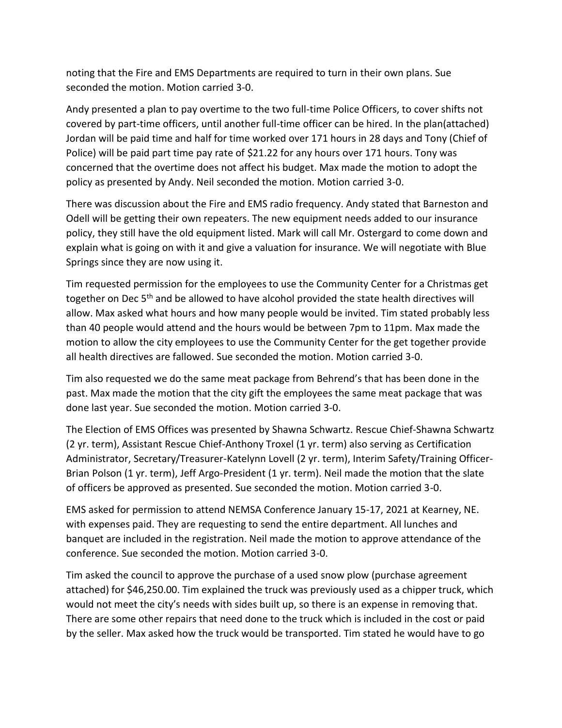noting that the Fire and EMS Departments are required to turn in their own plans. Sue seconded the motion. Motion carried 3-0.

Andy presented a plan to pay overtime to the two full-time Police Officers, to cover shifts not covered by part-time officers, until another full-time officer can be hired. In the plan(attached) Jordan will be paid time and half for time worked over 171 hours in 28 days and Tony (Chief of Police) will be paid part time pay rate of $21.22 for any hours over 171 hours. Tony was concerned that the overtime does not affect his budget. Max made the motion to adopt the policy as presented by Andy. Neil seconded the motion. Motion carried 3-0.

There was discussion about the Fire and EMS radio frequency. Andy stated that Barneston and Odell will be getting their own repeaters. The new equipment needs added to our insurance policy, they still have the old equipment listed. Mark will call Mr. Ostergard to come down and explain what is going on with it and give a valuation for insurance. We will negotiate with Blue Springs since they are now using it.

Tim requested permission for the employees to use the Community Center for a Christmas get together on Dec 5th and be allowed to have alcohol provided the state health directives will allow. Max asked what hours and how many people would be invited. Tim stated probably less than 40 people would attend and the hours would be between 7pm to 11pm. Max made the motion to allow the city employees to use the Community Center for the get together provide all health directives are fallowed. Sue seconded the motion. Motion carried 3-0.

Tim also requested we do the same meat package from Behrend's that has been done in the past. Max made the motion that the city gift the employees the same meat package that was done last year. Sue seconded the motion. Motion carried 3-0.

The Election of EMS Offices was presented by Shawna Schwartz. Rescue Chief-Shawna Schwartz (2 yr. term), Assistant Rescue Chief-Anthony Troxel (1 yr. term) also serving as Certification Administrator, Secretary/Treasurer-Katelynn Lovell (2 yr. term), Interim Safety/Training Officer-Brian Polson (1 yr. term), Jeff Argo-President (1 yr. term). Neil made the motion that the slate of officers be approved as presented. Sue seconded the motion. Motion carried 3-0.

EMS asked for permission to attend NEMSA Conference January 15-17, 2021 at Kearney, NE. with expenses paid. They are requesting to send the entire department. All lunches and banquet are included in the registration. Neil made the motion to approve attendance of the conference. Sue seconded the motion. Motion carried 3-0.

Tim asked the council to approve the purchase of a used snow plow (purchase agreement attached) for $46,250.00. Tim explained the truck was previously used as a chipper truck, which would not meet the city's needs with sides built up, so there is an expense in removing that. There are some other repairs that need done to the truck which is included in the cost or paid by the seller. Max asked how the truck would be transported. Tim stated he would have to go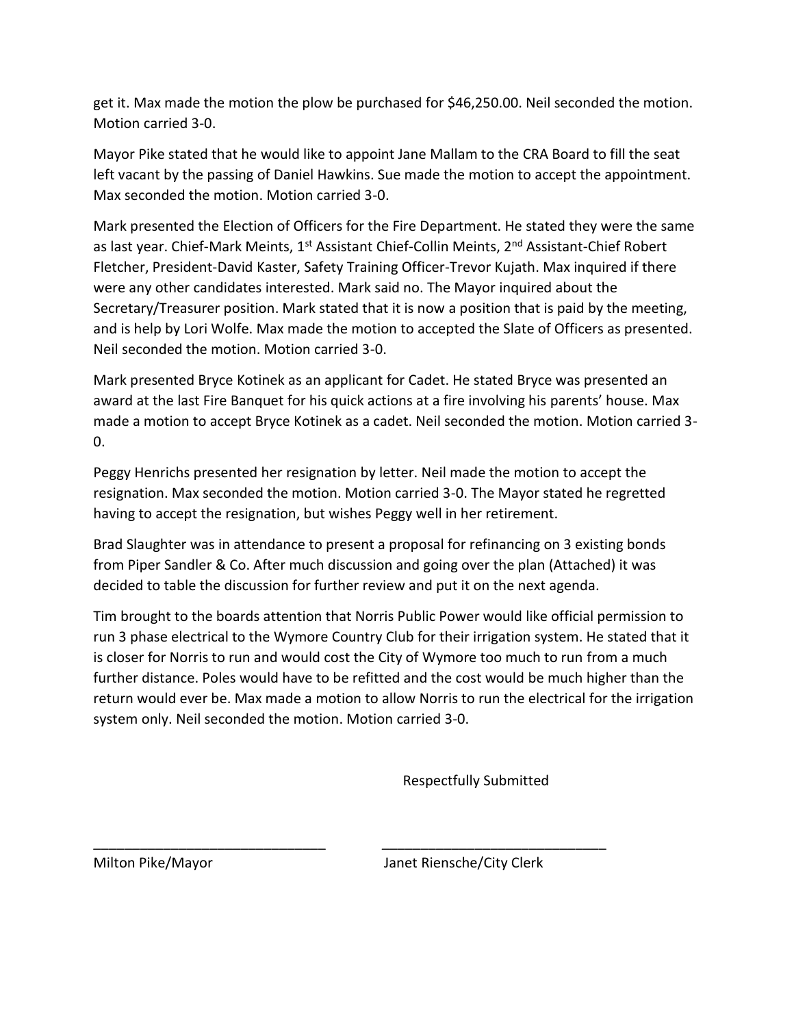get it. Max made the motion the plow be purchased for $46,250.00. Neil seconded the motion. Motion carried 3-0.

Mayor Pike stated that he would like to appoint Jane Mallam to the CRA Board to fill the seat left vacant by the passing of Daniel Hawkins. Sue made the motion to accept the appointment. Max seconded the motion. Motion carried 3-0.

Mark presented the Election of Officers for the Fire Department. He stated they were the same as last year. Chief-Mark Meints, 1st Assistant Chief-Collin Meints, 2nd Assistant-Chief Robert Fletcher, President-David Kaster, Safety Training Officer-Trevor Kujath. Max inquired if there were any other candidates interested. Mark said no. The Mayor inquired about the Secretary/Treasurer position. Mark stated that it is now a position that is paid by the meeting, and is help by Lori Wolfe. Max made the motion to accepted the Slate of Officers as presented. Neil seconded the motion. Motion carried 3-0.

Mark presented Bryce Kotinek as an applicant for Cadet. He stated Bryce was presented an award at the last Fire Banquet for his quick actions at a fire involving his parents' house. Max made a motion to accept Bryce Kotinek as a cadet. Neil seconded the motion. Motion carried 3-0.

Peggy Henrichs presented her resignation by letter. Neil made the motion to accept the resignation. Max seconded the motion. Motion carried 3-0. The Mayor stated he regretted having to accept the resignation, but wishes Peggy well in her retirement.

Brad Slaughter was in attendance to present a proposal for refinancing on 3 existing bonds from Piper Sandler & Co. After much discussion and going over the plan (Attached) it was decided to table the discussion for further review and put it on the next agenda.

Tim brought to the boards attention that Norris Public Power would like official permission to run 3 phase electrical to the Wymore Country Club for their irrigation system. He stated that it is closer for Norris to run and would cost the City of Wymore too much to run from a much further distance. Poles would have to be refitted and the cost would be much higher than the return would ever be. Max made a motion to allow Norris to run the electrical for the irrigation system only. Neil seconded the motion. Motion carried 3-0.

Respectfully Submitted

______________________________ ______________________________

Milton Pike/Mayor Janet Riensche/City Clerk